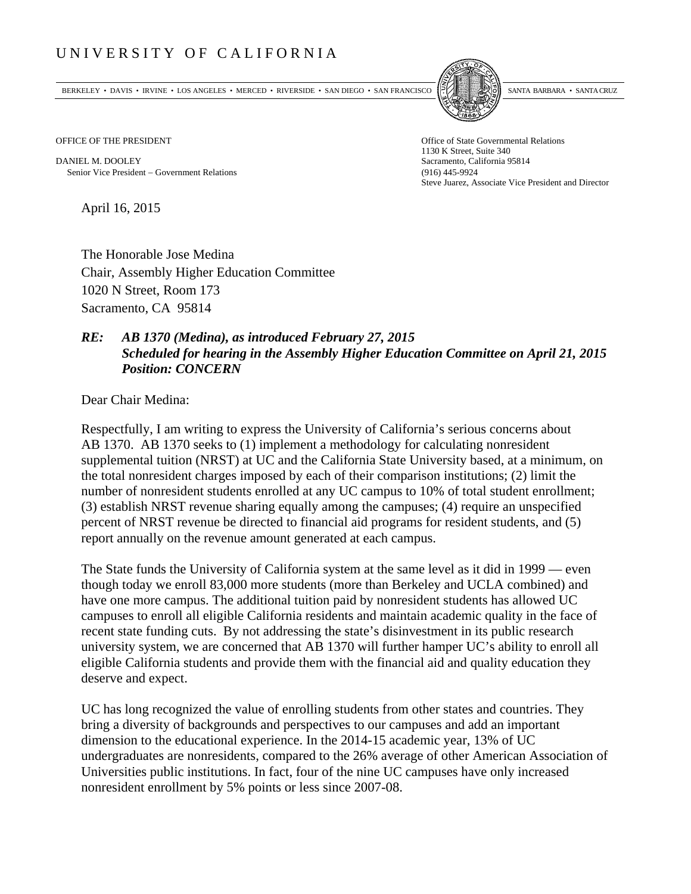# UNIVERSITY OF CALIFORNIA

BERKELEY • DAVIS • IRVINE • LOS ANGELES • MERCED • RIVERSIDE • SAN DIEGO • SAN FRANCISCO SANTA BARBARA • SANTA CRUZ

OFFICE OF THE PRESIDENT

DANIEL M. DOOLEY
Senior Vice President – Government Relations

Office of State Governmental Relations
1130 K Street, Suite 340
Sacramento, California 95814
(916) 445-9924
Steve Juarez, Associate Vice President and Director

April 16, 2015

The Honorable Jose Medina
Chair, Assembly Higher Education Committee
1020 N Street, Room 173
Sacramento, CA 95814

***RE: AB 1370 (Medina), as introduced February 27, 2015***
***Scheduled for hearing in the Assembly Higher Education Committee on April 21, 2015***
***Position: CONCERN***

Dear Chair Medina:

Respectfully, I am writing to express the University of California's serious concerns about AB 1370. AB 1370 seeks to (1) implement a methodology for calculating nonresident supplemental tuition (NRST) at UC and the California State University based, at a minimum, on the total nonresident charges imposed by each of their comparison institutions; (2) limit the number of nonresident students enrolled at any UC campus to 10% of total student enrollment; (3) establish NRST revenue sharing equally among the campuses; (4) require an unspecified percent of NRST revenue be directed to financial aid programs for resident students, and (5) report annually on the revenue amount generated at each campus.

The State funds the University of California system at the same level as it did in 1999 — even though today we enroll 83,000 more students (more than Berkeley and UCLA combined) and have one more campus. The additional tuition paid by nonresident students has allowed UC campuses to enroll all eligible California residents and maintain academic quality in the face of recent state funding cuts. By not addressing the state's disinvestment in its public research university system, we are concerned that AB 1370 will further hamper UC's ability to enroll all eligible California students and provide them with the financial aid and quality education they deserve and expect.

UC has long recognized the value of enrolling students from other states and countries. They bring a diversity of backgrounds and perspectives to our campuses and add an important dimension to the educational experience. In the 2014-15 academic year, 13% of UC undergraduates are nonresidents, compared to the 26% average of other American Association of Universities public institutions. In fact, four of the nine UC campuses have only increased nonresident enrollment by 5% points or less since 2007-08.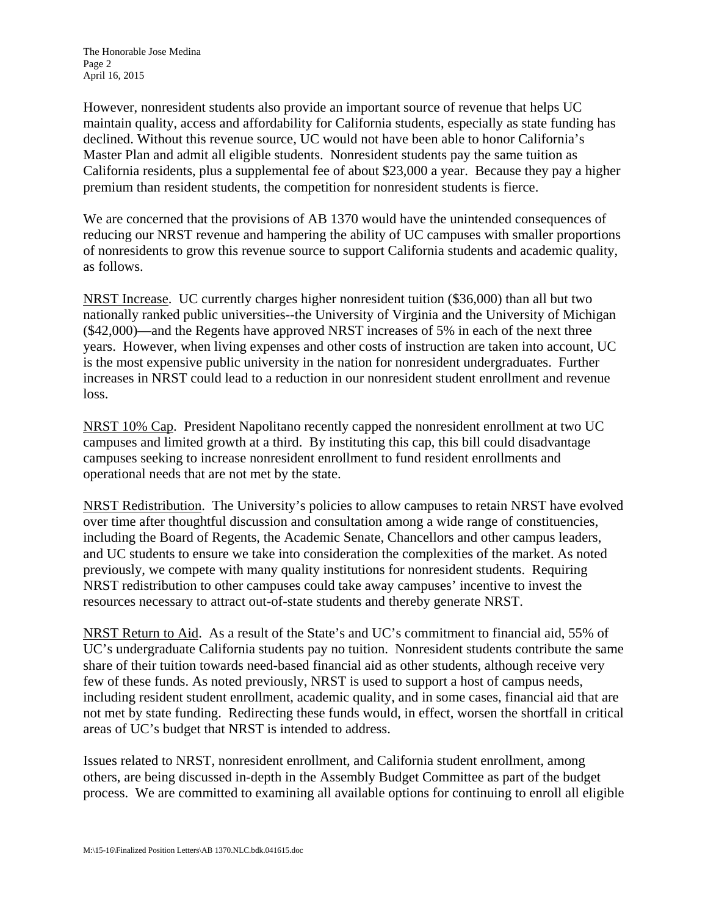However, nonresident students also provide an important source of revenue that helps UC maintain quality, access and affordability for California students, especially as state funding has declined. Without this revenue source, UC would not have been able to honor California's Master Plan and admit all eligible students. Nonresident students pay the same tuition as California residents, plus a supplemental fee of about $23,000 a year. Because they pay a higher premium than resident students, the competition for nonresident students is fierce.

We are concerned that the provisions of AB 1370 would have the unintended consequences of reducing our NRST revenue and hampering the ability of UC campuses with smaller proportions of nonresidents to grow this revenue source to support California students and academic quality, as follows.

<u>NRST Increase</u>. UC currently charges higher nonresident tuition ($36,000) than all but two nationally ranked public universities--the University of Virginia and the University of Michigan ($42,000)—and the Regents have approved NRST increases of 5% in each of the next three years. However, when living expenses and other costs of instruction are taken into account, UC is the most expensive public university in the nation for nonresident undergraduates. Further increases in NRST could lead to a reduction in our nonresident student enrollment and revenue loss.

<u>NRST 10% Cap</u>. President Napolitano recently capped the nonresident enrollment at two UC campuses and limited growth at a third. By instituting this cap, this bill could disadvantage campuses seeking to increase nonresident enrollment to fund resident enrollments and operational needs that are not met by the state.

<u>NRST Redistribution</u>. The University's policies to allow campuses to retain NRST have evolved over time after thoughtful discussion and consultation among a wide range of constituencies, including the Board of Regents, the Academic Senate, Chancellors and other campus leaders, and UC students to ensure we take into consideration the complexities of the market. As noted previously, we compete with many quality institutions for nonresident students. Requiring NRST redistribution to other campuses could take away campuses' incentive to invest the resources necessary to attract out-of-state students and thereby generate NRST.

<u>NRST Return to Aid</u>. As a result of the State's and UC's commitment to financial aid, 55% of UC's undergraduate California students pay no tuition. Nonresident students contribute the same share of their tuition towards need-based financial aid as other students, although receive very few of these funds. As noted previously, NRST is used to support a host of campus needs, including resident student enrollment, academic quality, and in some cases, financial aid that are not met by state funding. Redirecting these funds would, in effect, worsen the shortfall in critical areas of UC's budget that NRST is intended to address.

Issues related to NRST, nonresident enrollment, and California student enrollment, among others, are being discussed in-depth in the Assembly Budget Committee as part of the budget process. We are committed to examining all available options for continuing to enroll all eligible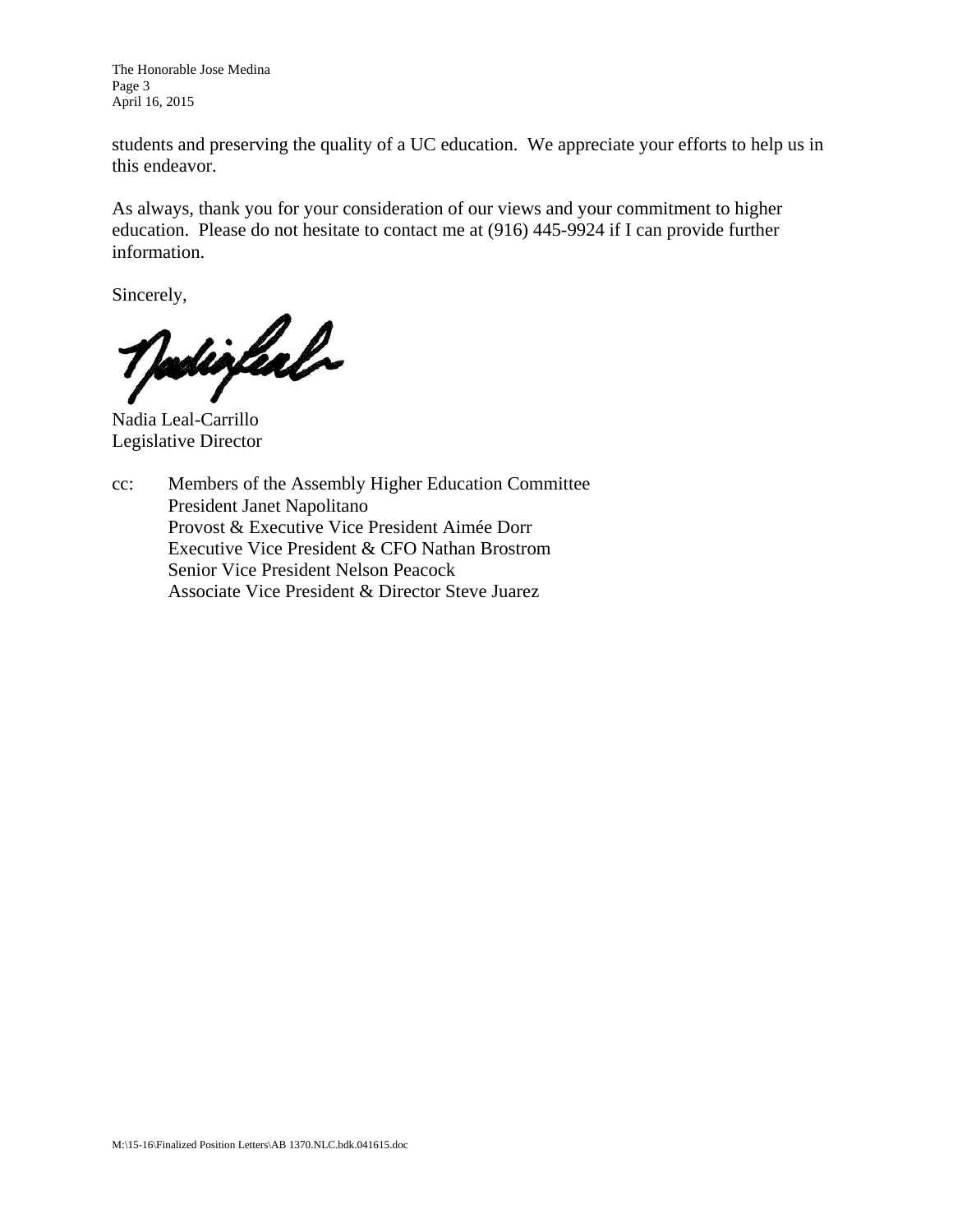students and preserving the quality of a UC education. We appreciate your efforts to help us in this endeavor.

As always, thank you for your consideration of our views and your commitment to higher education. Please do not hesitate to contact me at (916) 445-9924 if I can provide further information.

Sincerely,

Nadia Leal-Carrillo
Legislative Director

cc: Members of the Assembly Higher Education Committee
President Janet Napolitano
Provost & Executive Vice President Aimée Dorr
Executive Vice President & CFO Nathan Brostrom
Senior Vice President Nelson Peacock
Associate Vice President & Director Steve Juarez

M:\15-16\Finalized Position Letters\AB 1370.NLC.bdk.041615.doc